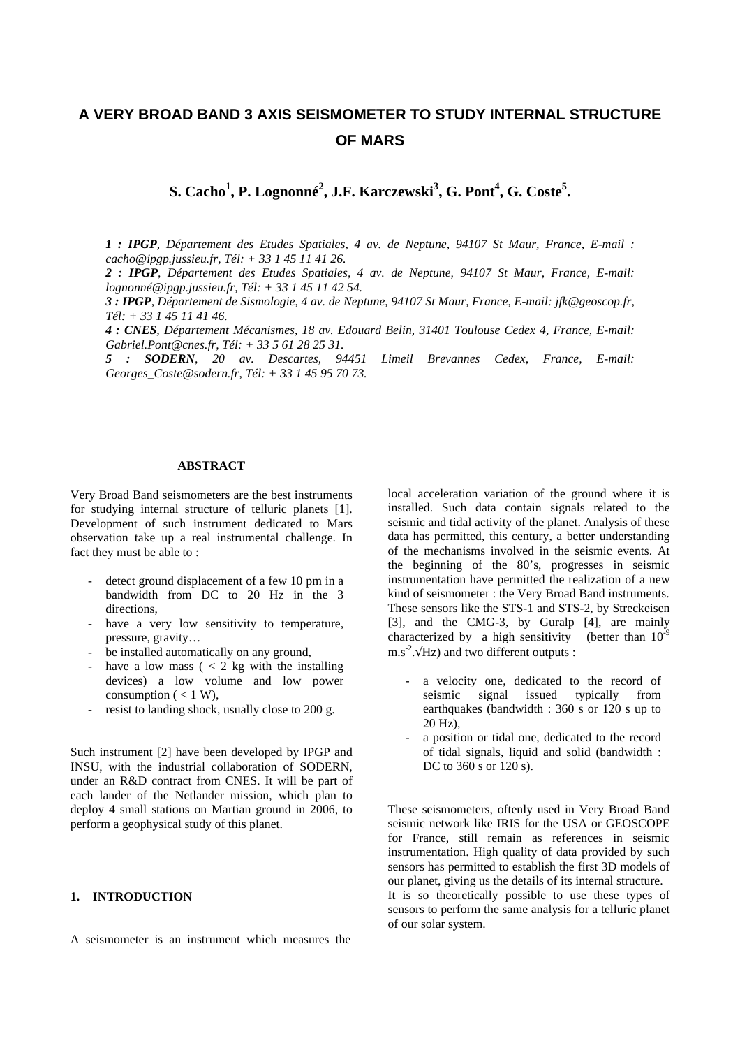# A VERY BROAD BAND 3 AXIS SEISMOMETER TO STUDY INTERNAL STRUCTURE OF MARS

**S. Cacho[1], P. Lognonné[2], J.F. Karczewski[3], G. Pont[4], G. Coste[5].**

*1 : **IPGP**, Département des Etudes Spatiales, 4 av. de Neptune, 94107 St Maur, France, E-mail : cacho@ipgp.jussieu.fr, Tél: + 33 1 45 11 41 26.*
*2 : **IPGP**, Département des Etudes Spatiales, 4 av. de Neptune, 94107 St Maur, France, E-mail: lognonné@ipgp.jussieu.fr, Tél: + 33 1 45 11 42 54.*
*3 : **IPGP**, Département de Sismologie, 4 av. de Neptune, 94107 St Maur, France, E-mail: jfk@geoscop.fr, Tél: + 33 1 45 11 41 46.*
*4 : **CNES**, Département Mécanismes, 18 av. Edouard Belin, 31401 Toulouse Cedex 4, France, E-mail: Gabriel.Pont@cnes.fr, Tél: + 33 5 61 28 25 31.*
*5 : **SODERN**, 20 av. Descartes, 94451 Limeil Brevannes Cedex, France, E-mail: Georges_Coste@sodern.fr, Tél: + 33 1 45 95 70 73.*

**ABSTRACT**

Very Broad Band seismometers are the best instruments for studying internal structure of telluric planets [1]. Development of such instrument dedicated to Mars observation take up a real instrumental challenge. In fact they must be able to :

- detect ground displacement of a few 10 pm in a bandwidth from DC to 20 Hz in the 3 directions,
- have a very low sensitivity to temperature, pressure, gravity…
- be installed automatically on any ground,
- have a low mass ( < 2 kg with the installing devices) a low volume and low power consumption ( < 1 W),
- resist to landing shock, usually close to 200 g.

Such instrument [2] have been developed by IPGP and INSU, with the industrial collaboration of SODERN, under an R&D contract from CNES. It will be part of each lander of the Netlander mission, which plan to deploy 4 small stations on Martian ground in 2006, to perform a geophysical study of this planet.

## 1. INTRODUCTION

A seismometer is an instrument which measures the local acceleration variation of the ground where it is installed. Such data contain signals related to the seismic and tidal activity of the planet. Analysis of these data has permitted, this century, a better understanding of the mechanisms involved in the seismic events. At the beginning of the 80's, progresses in seismic instrumentation have permitted the realization of a new kind of seismometer : the Very Broad Band instruments. These sensors like the STS-1 and STS-2, by Streckeisen [3], and the CMG-3, by Guralp [4], are mainly characterized by a high sensitivity (better than $10^{-9}$ $m.s^{-2}.\sqrt{Hz}$) and two different outputs :

- a velocity one, dedicated to the record of seismic signal issued typically from earthquakes (bandwidth : 360 s or 120 s up to 20 Hz),
- a position or tidal one, dedicated to the record of tidal signals, liquid and solid (bandwidth : DC to 360 s or 120 s).

These seismometers, oftenly used in Very Broad Band seismic network like IRIS for the USA or GEOSCOPE for France, still remain as references in seismic instrumentation. High quality of data provided by such sensors has permitted to establish the first 3D models of our planet, giving us the details of its internal structure.
It is so theoretically possible to use these types of sensors to perform the same analysis for a telluric planet of our solar system.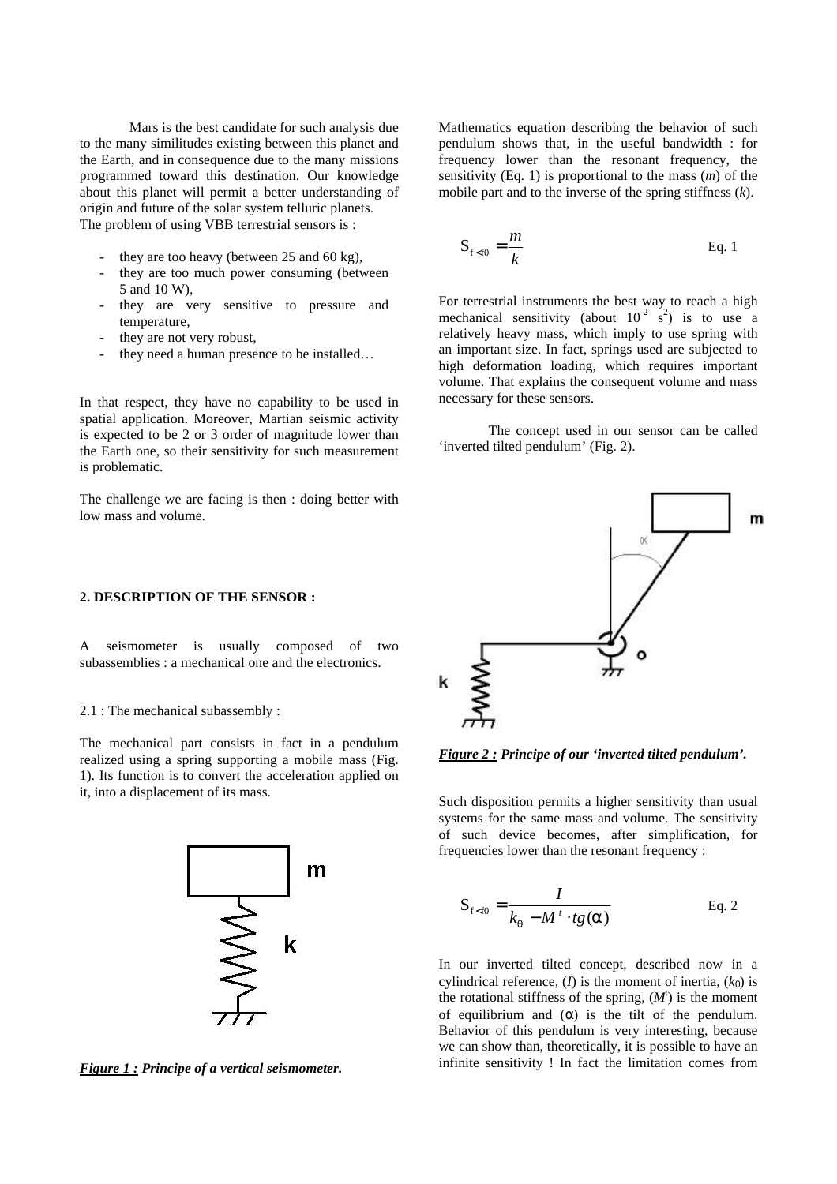Mars is the best candidate for such analysis due to the many similitudes existing between this planet and the Earth, and in consequence due to the many missions programmed toward this destination. Our knowledge about this planet will permit a better understanding of origin and future of the solar system telluric planets.
The problem of using VBB terrestrial sensors is :

- they are too heavy (between 25 and 60 kg),
- they are too much power consuming (between 5 and 10 W),
- they are very sensitive to pressure and temperature,
- they are not very robust,
- they need a human presence to be installed…

In that respect, they have no capability to be used in spatial application. Moreover, Martian seismic activity is expected to be 2 or 3 order of magnitude lower than the Earth one, so their sensitivity for such measurement is problematic.

The challenge we are facing is then : doing better with low mass and volume.

## 2. DESCRIPTION OF THE SENSOR :

A seismometer is usually composed of two subassemblies : a mechanical one and the electronics.

### 2.1 : The mechanical subassembly :

The mechanical part consists in fact in a pendulum realized using a spring supporting a mobile mass (Fig. 1). Its function is to convert the acceleration applied on it, into a displacement of its mass.

***Figure 1 :*** ***Principe of a vertical seismometer.***

Mathematics equation describing the behavior of such pendulum shows that, in the useful bandwidth : for frequency lower than the resonant frequency, the sensitivity (Eq. 1) is proportional to the mass (*m*) of the mobile part and to the inverse of the spring stiffness (*k*).

$$S_{f<f0} = \frac{m}{k} \qquad \text{Eq. 1}$$

For terrestrial instruments the best way to reach a high mechanical sensitivity (about $10^{-2}$ $s^2$) is to use a relatively heavy mass, which imply to use spring with an important size. In fact, springs used are subjected to high deformation loading, which requires important volume. That explains the consequent volume and mass necessary for these sensors.

The concept used in our sensor can be called 'inverted tilted pendulum' (Fig. 2).

***Figure 2 :*** ***Principe of our 'inverted tilted pendulum'.***

Such disposition permits a higher sensitivity than usual systems for the same mass and volume. The sensitivity of such device becomes, after simplification, for frequencies lower than the resonant frequency :

$$S_{f<f0} = \frac{I}{k_\theta - M^t \cdot tg(\alpha)} \qquad \text{Eq. 2}$$

In our inverted tilted concept, described now in a cylindrical reference, ($I$) is the moment of inertia, ($k_\theta$) is the rotational stiffness of the spring, ($M^t$) is the moment of equilibrium and ($\alpha$) is the tilt of the pendulum. Behavior of this pendulum is very interesting, because we can show than, theoretically, it is possible to have an infinite sensitivity ! In fact the limitation comes from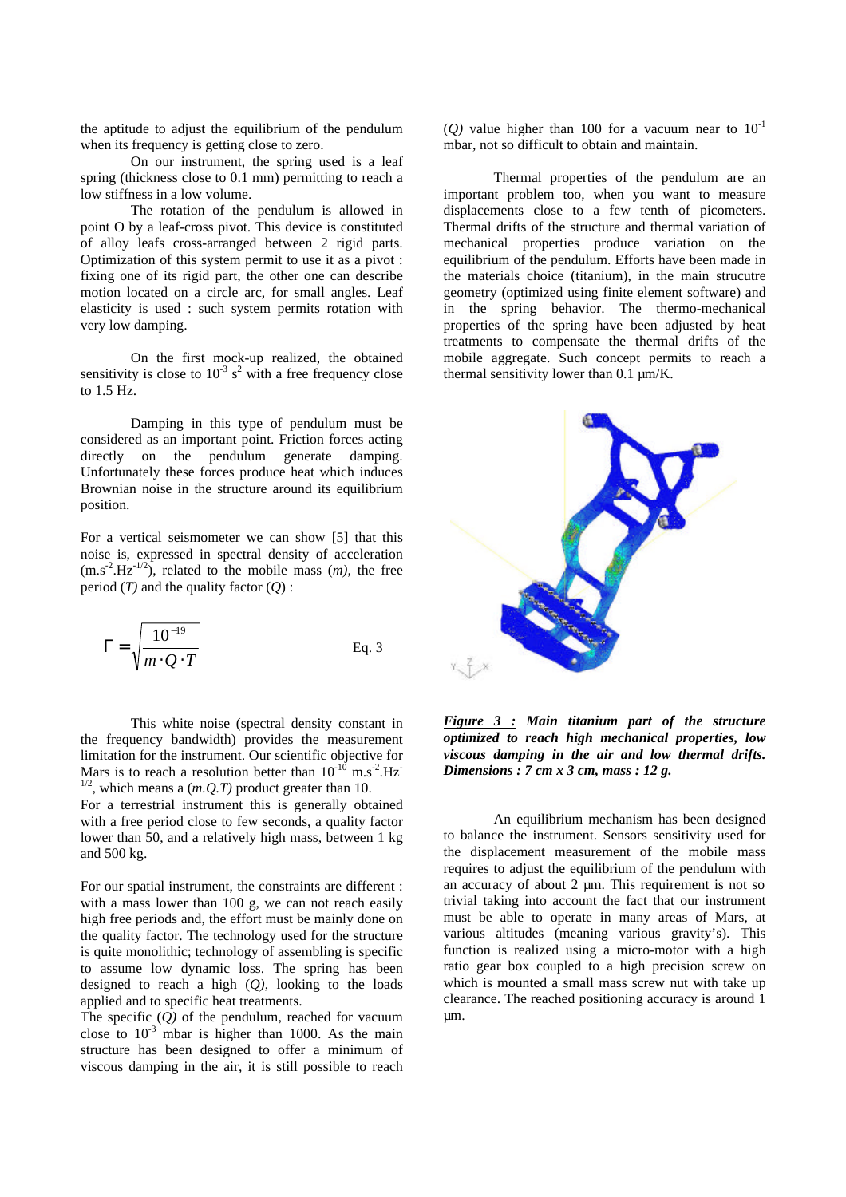the aptitude to adjust the equilibrium of the pendulum when its frequency is getting close to zero.

On our instrument, the spring used is a leaf spring (thickness close to 0.1 mm) permitting to reach a low stiffness in a low volume.

The rotation of the pendulum is allowed in point O by a leaf-cross pivot. This device is constituted of alloy leafs cross-arranged between 2 rigid parts. Optimization of this system permit to use it as a pivot : fixing one of its rigid part, the other one can describe motion located on a circle arc, for small angles. Leaf elasticity is used : such system permits rotation with very low damping.

On the first mock-up realized, the obtained sensitivity is close to $10^{-3}$ $s^2$ with a free frequency close to 1.5 Hz.

Damping in this type of pendulum must be considered as an important point. Friction forces acting directly on the pendulum generate damping. Unfortunately these forces produce heat which induces Brownian noise in the structure around its equilibrium position.

For a vertical seismometer we can show [5] that this noise is, expressed in spectral density of acceleration ($m.s^{-2}.Hz^{-1/2}$), related to the mobile mass ($m$), the free period ($T$) and the quality factor ($Q$) :

$$\Gamma = \sqrt{\frac{10^{-19}}{m \cdot Q \cdot T}} \qquad \text{Eq. 3}$$

This white noise (spectral density constant in the frequency bandwidth) provides the measurement limitation for the instrument. Our scientific objective for Mars is to reach a resolution better than $10^{-10}$ $m.s^{-2}.Hz^{-1/2}$, which means a ($m.Q.T$) product greater than 10.

For a terrestrial instrument this is generally obtained with a free period close to few seconds, a quality factor lower than 50, and a relatively high mass, between 1 kg and 500 kg.

For our spatial instrument, the constraints are different : with a mass lower than 100 g, we can not reach easily high free periods and, the effort must be mainly done on the quality factor. The technology used for the structure is quite monolithic; technology of assembling is specific to assume low dynamic loss. The spring has been designed to reach a high ($Q$), looking to the loads applied and to specific heat treatments.

The specific ($Q$) of the pendulum, reached for vacuum close to $10^{-3}$ mbar is higher than 1000. As the main structure has been designed to offer a minimum of viscous damping in the air, it is still possible to reach ($Q$) value higher than 100 for a vacuum near to $10^{-1}$ mbar, not so difficult to obtain and maintain.

Thermal properties of the pendulum are an important problem too, when you want to measure displacements close to a few tenth of picometers. Thermal drifts of the structure and thermal variation of mechanical properties produce variation on the equilibrium of the pendulum. Efforts have been made in the materials choice (titanium), in the main strucutre geometry (optimized using finite element software) and in the spring behavior. The thermo-mechanical properties of the spring have been adjusted by heat treatments to compensate the thermal drifts of the mobile aggregate. Such concept permits to reach a thermal sensitivity lower than 0.1 µm/K.

***Figure 3 : Main titanium part of the structure optimized to reach high mechanical properties, low viscous damping in the air and low thermal drifts. Dimensions : 7 cm x 3 cm, mass : 12 g.***

An equilibrium mechanism has been designed to balance the instrument. Sensors sensitivity used for the displacement measurement of the mobile mass requires to adjust the equilibrium of the pendulum with an accuracy of about 2 µm. This requirement is not so trivial taking into account the fact that our instrument must be able to operate in many areas of Mars, at various altitudes (meaning various gravity's). This function is realized using a micro-motor with a high ratio gear box coupled to a high precision screw on which is mounted a small mass screw nut with take up clearance. The reached positioning accuracy is around 1 µm.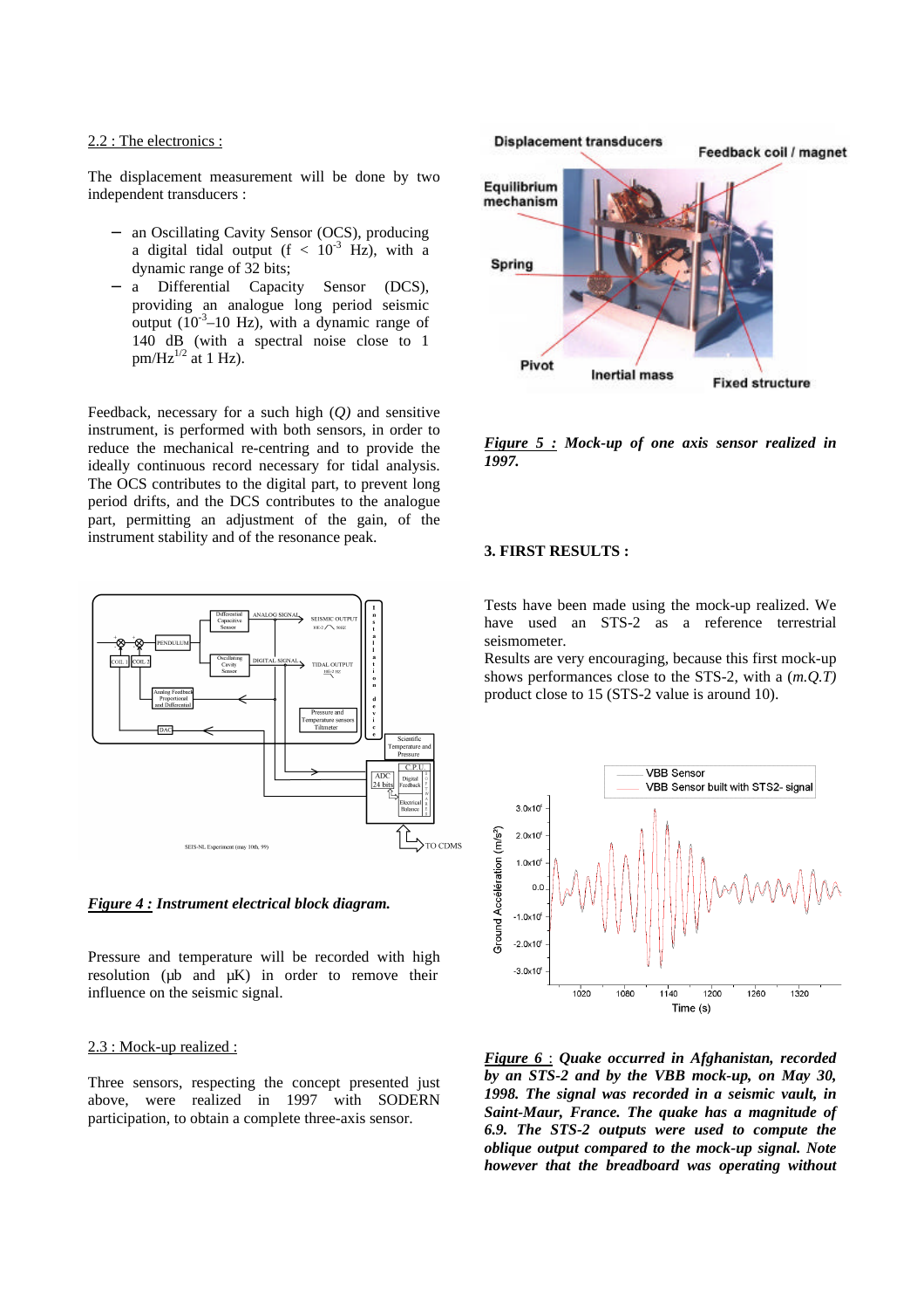### 2.2 : The electronics :

The displacement measurement will be done by two independent transducers :

- an Oscillating Cavity Sensor (OCS), producing a digital tidal output (f < $10^{-3}$ Hz), with a dynamic range of 32 bits;
- a Differential Capacity Sensor (DCS), providing an analogue long period seismic output ($10^{-3}$–10 Hz), with a dynamic range of 140 dB (with a spectral noise close to 1 pm/$\text{Hz}^{1/2}$ at 1 Hz).

Feedback, necessary for a such high (*Q*) and sensitive instrument, is performed with both sensors, in order to reduce the mechanical re-centring and to provide the ideally continuous record necessary for tidal analysis. The OCS contributes to the digital part, to prevent long period drifts, and the DCS contributes to the analogue part, permitting an adjustment of the gain, of the instrument stability and of the resonance peak.

***Figure 4 :** Instrument electrical block diagram.*

Pressure and temperature will be recorded with high resolution (µb and µK) in order to remove their influence on the seismic signal.

### 2.3 : Mock-up realized :

Three sensors, respecting the concept presented just above, were realized in 1997 with SODERN participation, to obtain a complete three-axis sensor.

***Figure 5 :** Mock-up of one axis sensor realized in 1997.*

## 3. FIRST RESULTS :

Tests have been made using the mock-up realized. We have used an STS-2 as a reference terrestrial seismometer.

Results are very encouraging, because this first mock-up shows performances close to the STS-2, with a (*m.Q.T*) product close to 15 (STS-2 value is around 10).

***Figure 6 :** Quake occurred in Afghanistan, recorded by an STS-2 and by the VBB mock-up, on May 30, 1998. The signal was recorded in a seismic vault, in Saint-Maur, France. The quake has a magnitude of 6.9. The STS-2 outputs were used to compute the oblique output compared to the mock-up signal. Note however that the breadboard was operating without*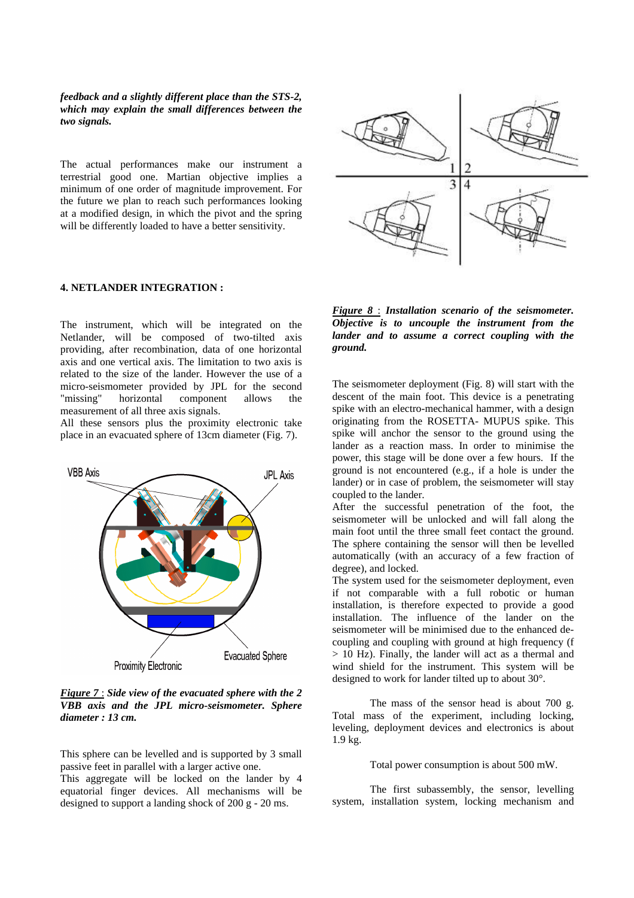***feedback and a slightly different place than the STS-2, which may explain the small differences between the two signals.***

The actual performances make our instrument a terrestrial good one. Martian objective implies a minimum of one order of magnitude improvement. For the future we plan to reach such performances looking at a modified design, in which the pivot and the spring will be differently loaded to have a better sensitivity.

**4. NETLANDER INTEGRATION :**

The instrument, which will be integrated on the Netlander, will be composed of two-tilted axis providing, after recombination, data of one horizontal axis and one vertical axis. The limitation to two axis is related to the size of the lander. However the use of a micro-seismometer provided by JPL for the second "missing" horizontal component allows the measurement of all three axis signals.

All these sensors plus the proximity electronic take place in an evacuated sphere of 13cm diameter (Fig. 7).

***Figure 7*** **:** ***Side view of the evacuated sphere with the 2 VBB axis and the JPL micro-seismometer. Sphere diameter : 13 cm.***

This sphere can be levelled and is supported by 3 small passive feet in parallel with a larger active one.

This aggregate will be locked on the lander by 4 equatorial finger devices. All mechanisms will be designed to support a landing shock of 200 g - 20 ms.

***Figure 8*** : ***Installation scenario of the seismometer. Objective is to uncouple the instrument from the lander and to assume a correct coupling with the ground.***

The seismometer deployment (Fig. 8) will start with the descent of the main foot. This device is a penetrating spike with an electro-mechanical hammer, with a design originating from the ROSETTA- MUPUS spike. This spike will anchor the sensor to the ground using the lander as a reaction mass. In order to minimise the power, this stage will be done over a few hours. If the ground is not encountered (e.g., if a hole is under the lander) or in case of problem, the seismometer will stay coupled to the lander.

After the successful penetration of the foot, the seismometer will be unlocked and will fall along the main foot until the three small feet contact the ground. The sphere containing the sensor will then be levelled automatically (with an accuracy of a few fraction of degree), and locked.

The system used for the seismometer deployment, even if not comparable with a full robotic or human installation, is therefore expected to provide a good installation. The influence of the lander on the seismometer will be minimised due to the enhanced de-coupling and coupling with ground at high frequency (f > 10 Hz). Finally, the lander will act as a thermal and wind shield for the instrument. This system will be designed to work for lander tilted up to about 30°.

The mass of the sensor head is about 700 g. Total mass of the experiment, including locking, leveling, deployment devices and electronics is about 1.9 kg.

Total power consumption is about 500 mW.

The first subassembly, the sensor, levelling system, installation system, locking mechanism and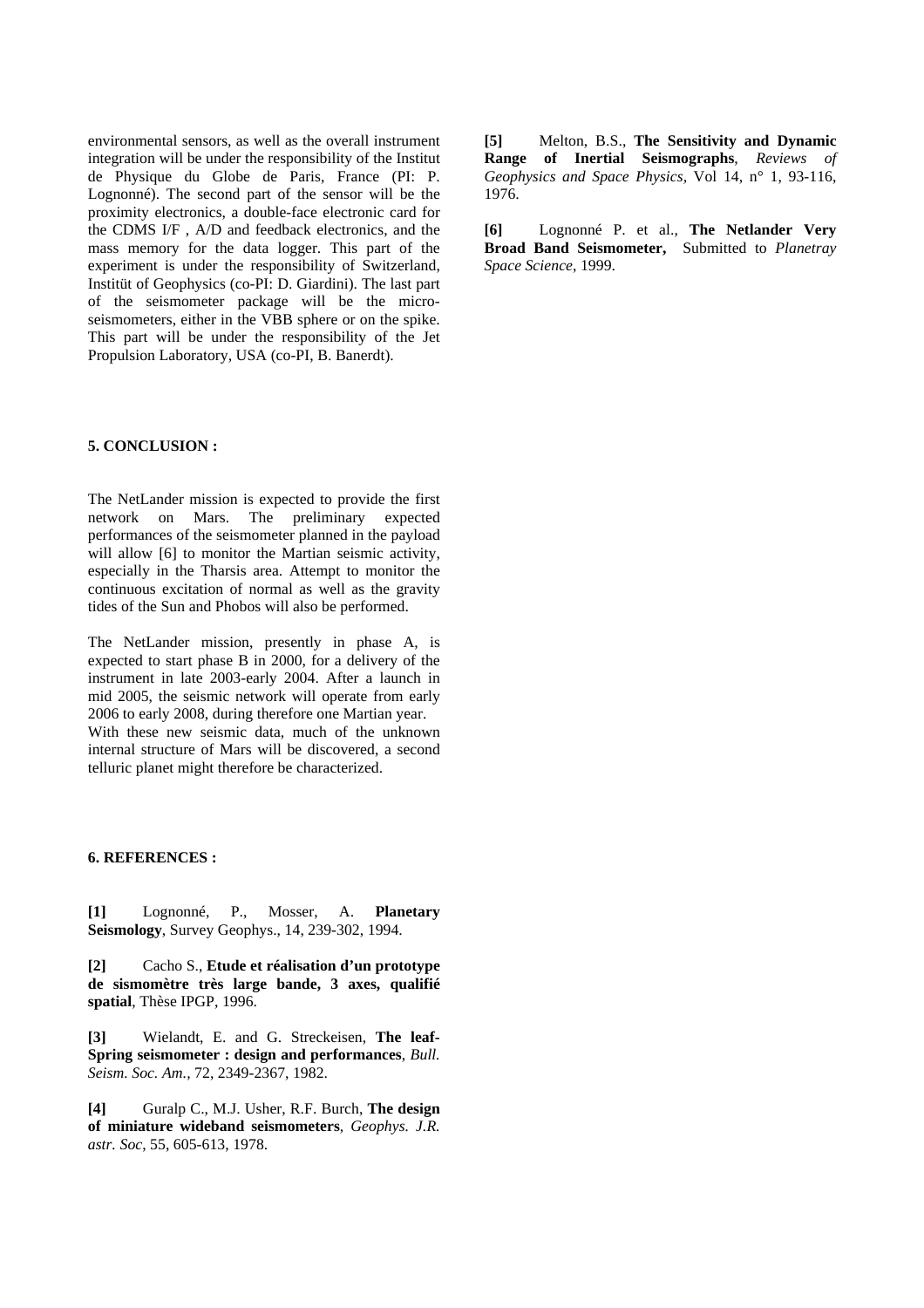environmental sensors, as well as the overall instrument integration will be under the responsibility of the Institut de Physique du Globe de Paris, France (PI: P. Lognonné). The second part of the sensor will be the proximity electronics, a double-face electronic card for the CDMS I/F , A/D and feedback electronics, and the mass memory for the data logger. This part of the experiment is under the responsibility of Switzerland, Institüt of Geophysics (co-PI: D. Giardini). The last part of the seismometer package will be the micro-seismometers, either in the VBB sphere or on the spike. This part will be under the responsibility of the Jet Propulsion Laboratory, USA (co-PI, B. Banerdt).

## 5. CONCLUSION :

The NetLander mission is expected to provide the first network on Mars. The preliminary expected performances of the seismometer planned in the payload will allow [6] to monitor the Martian seismic activity, especially in the Tharsis area. Attempt to monitor the continuous excitation of normal as well as the gravity tides of the Sun and Phobos will also be performed.

The NetLander mission, presently in phase A, is expected to start phase B in 2000, for a delivery of the instrument in late 2003-early 2004. After a launch in mid 2005, the seismic network will operate from early 2006 to early 2008, during therefore one Martian year. With these new seismic data, much of the unknown internal structure of Mars will be discovered, a second telluric planet might therefore be characterized.

## 6. REFERENCES :

**[1]** Lognonné, P., Mosser, A. **Planetary Seismology**, Survey Geophys., 14, 239-302, 1994.

**[2]** Cacho S., **Etude et réalisation d'un prototype de sismomètre très large bande, 3 axes, qualifié spatial**, Thèse IPGP, 1996.

**[3]** Wielandt, E. and G. Streckeisen, **The leaf-Spring seismometer : design and performances**, *Bull. Seism. Soc. Am.*, 72, 2349-2367, 1982.

**[4]** Guralp C., M.J. Usher, R.F. Burch, **The design of miniature wideband seismometers**, *Geophys. J.R. astr. Soc*, 55, 605-613, 1978.

**[5]** Melton, B.S., **The Sensitivity and Dynamic Range of Inertial Seismographs**, *Reviews of Geophysics and Space Physics*, Vol 14, n° 1, 93-116, 1976.

**[6]** Lognonné P. et al., **The Netlander Very Broad Band Seismometer,** Submitted to *Planetray Space Science*, 1999.